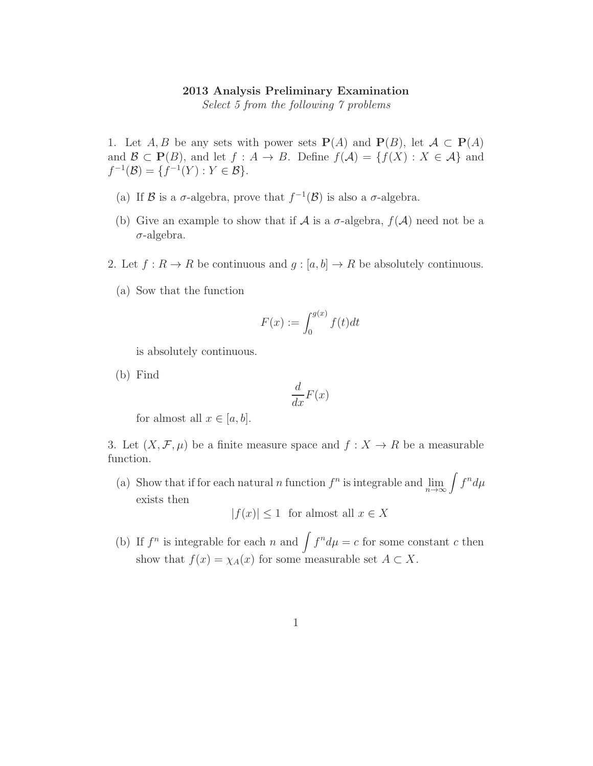**2013 Analysis Preliminary Examination**

*Select 5 from the following 7 problems*

1. Let $A, B$ be any sets with power sets $\mathbf{P}(A)$ and $\mathbf{P}(B)$, let $\mathcal{A} \subset \mathbf{P}(A)$ and $\mathcal{B} \subset \mathbf{P}(B)$, and let $f : A \to B$. Define $f(\mathcal{A}) = \{f(X) : X \in \mathcal{A}\}$ and $f^{-1}(\mathcal{B}) = \{f^{-1}(Y) : Y \in \mathcal{B}\}$.

   (a) If $\mathcal{B}$ is a $\sigma$-algebra, prove that $f^{-1}(\mathcal{B})$ is also a $\sigma$-algebra.

   (b) Give an example to show that if $\mathcal{A}$ is a $\sigma$-algebra, $f(\mathcal{A})$ need not be a $\sigma$-algebra.

2. Let $f : R \to R$ be continuous and $g : [a, b] \to R$ be absolutely continuous.

   (a) Sow that the function

   $$F(x) := \int_0^{g(x)} f(t)dt$$

   is absolutely continuous.

   (b) Find

   $$\frac{d}{dx}F(x)$$

   for almost all $x \in [a, b]$.

3. Let $(X, \mathcal{F}, \mu)$ be a finite measure space and $f : X \to R$ be a measurable function.

   (a) Show that if for each natural $n$ function $f^n$ is integrable and $\lim_{n\to\infty} \int f^n d\mu$ exists then

   $$|f(x)| \le 1 \text{ for almost all } x \in X$$

   (b) If $f^n$ is integrable for each $n$ and $\int f^n d\mu = c$ for some constant $c$ then show that $f(x) = \chi_A(x)$ for some measurable set $A \subset X$.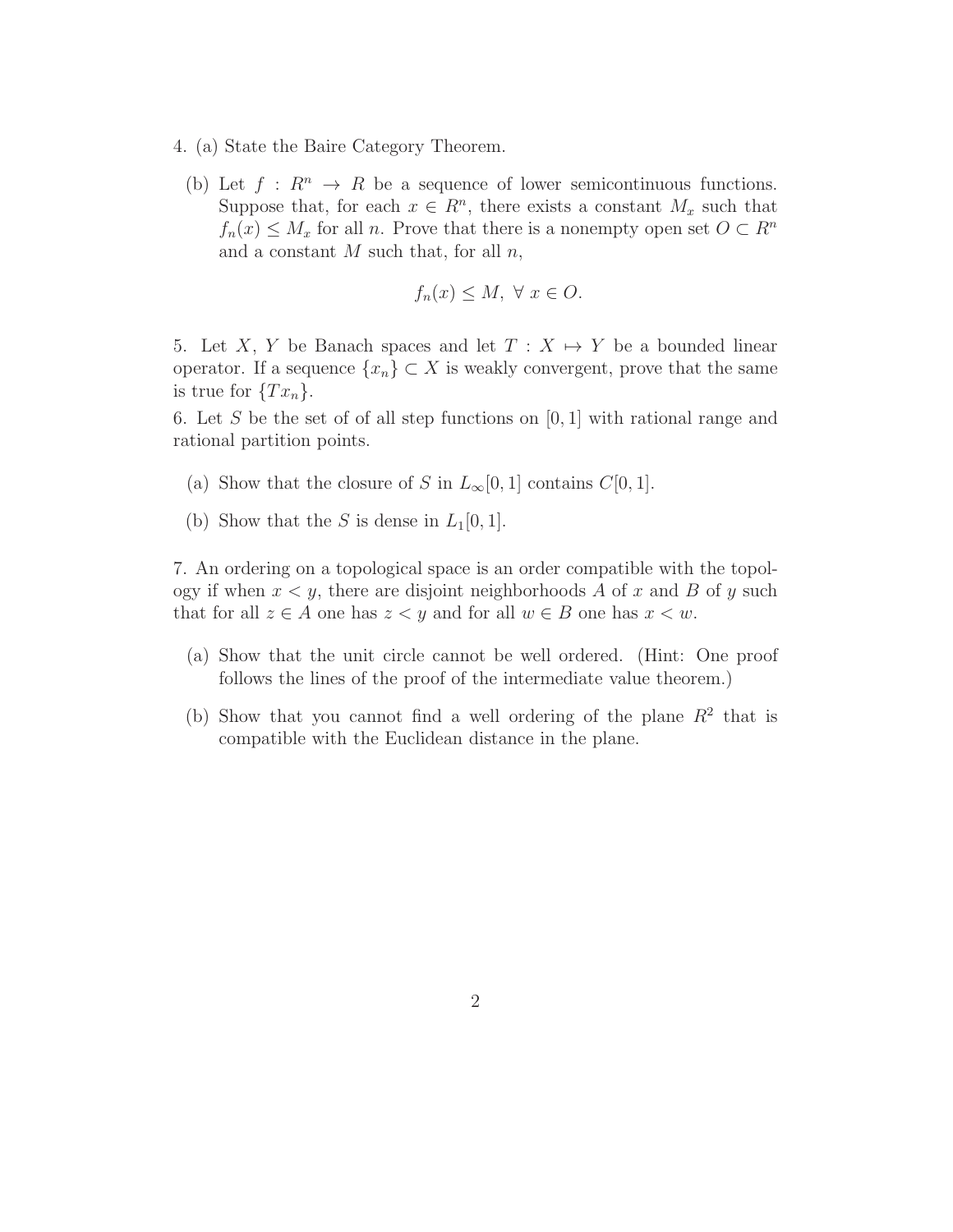4. (a) State the Baire Category Theorem.

   (b) Let $f : R^n \to R$ be a sequence of lower semicontinuous functions. Suppose that, for each $x \in R^n$, there exists a constant $M_x$ such that $f_n(x) \le M_x$ for all $n$. Prove that there is a nonempty open set $O \subset R^n$ and a constant $M$ such that, for all $n$,

$$f_n(x) \le M, \ \forall \ x \in O.$$

5. Let $X$, $Y$ be Banach spaces and let $T : X \mapsto Y$ be a bounded linear operator. If a sequence $\{x_n\} \subset X$ is weakly convergent, prove that the same is true for $\{Tx_n\}$.

6. Let $S$ be the set of of all step functions on $[0, 1]$ with rational range and rational partition points.

   (a) Show that the closure of $S$ in $L_\infty[0, 1]$ contains $C[0, 1]$.

   (b) Show that the $S$ is dense in $L_1[0, 1]$.

7. An ordering on a topological space is an order compatible with the topology if when $x < y$, there are disjoint neighborhoods $A$ of $x$ and $B$ of $y$ such that for all $z \in A$ one has $z < y$ and for all $w \in B$ one has $x < w$.

   (a) Show that the unit circle cannot be well ordered. (Hint: One proof follows the lines of the proof of the intermediate value theorem.)

   (b) Show that you cannot find a well ordering of the plane $R^2$ that is compatible with the Euclidean distance in the plane.